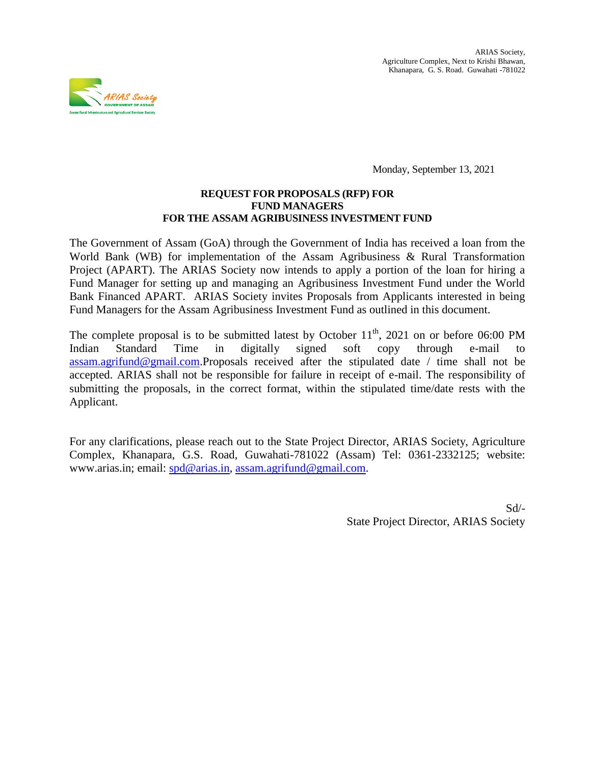ARIAS Society,
Agriculture Complex, Next to Krishi Bhawan,
Khanapara, G. S. Road. Guwahati -781022

Monday, September 13, 2021

**REQUEST FOR PROPOSALS (RFP) FOR**
**FUND MANAGERS**
**FOR THE ASSAM AGRIBUSINESS INVESTMENT FUND**

The Government of Assam (GoA) through the Government of India has received a loan from the World Bank (WB) for implementation of the Assam Agribusiness & Rural Transformation Project (APART). The ARIAS Society now intends to apply a portion of the loan for hiring a Fund Manager for setting up and managing an Agribusiness Investment Fund under the World Bank Financed APART. ARIAS Society invites Proposals from Applicants interested in being Fund Managers for the Assam Agribusiness Investment Fund as outlined in this document.

The complete proposal is to be submitted latest by October 11th, 2021 on or before 06:00 PM Indian Standard Time in digitally signed soft copy through e-mail to assam.agrifund@gmail.com.Proposals received after the stipulated date / time shall not be accepted. ARIAS shall not be responsible for failure in receipt of e-mail. The responsibility of submitting the proposals, in the correct format, within the stipulated time/date rests with the Applicant.

For any clarifications, please reach out to the State Project Director, ARIAS Society, Agriculture Complex, Khanapara, G.S. Road, Guwahati-781022 (Assam) Tel: 0361-2332125; website: www.arias.in; email: spd@arias.in, assam.agrifund@gmail.com.

Sd/-
State Project Director, ARIAS Society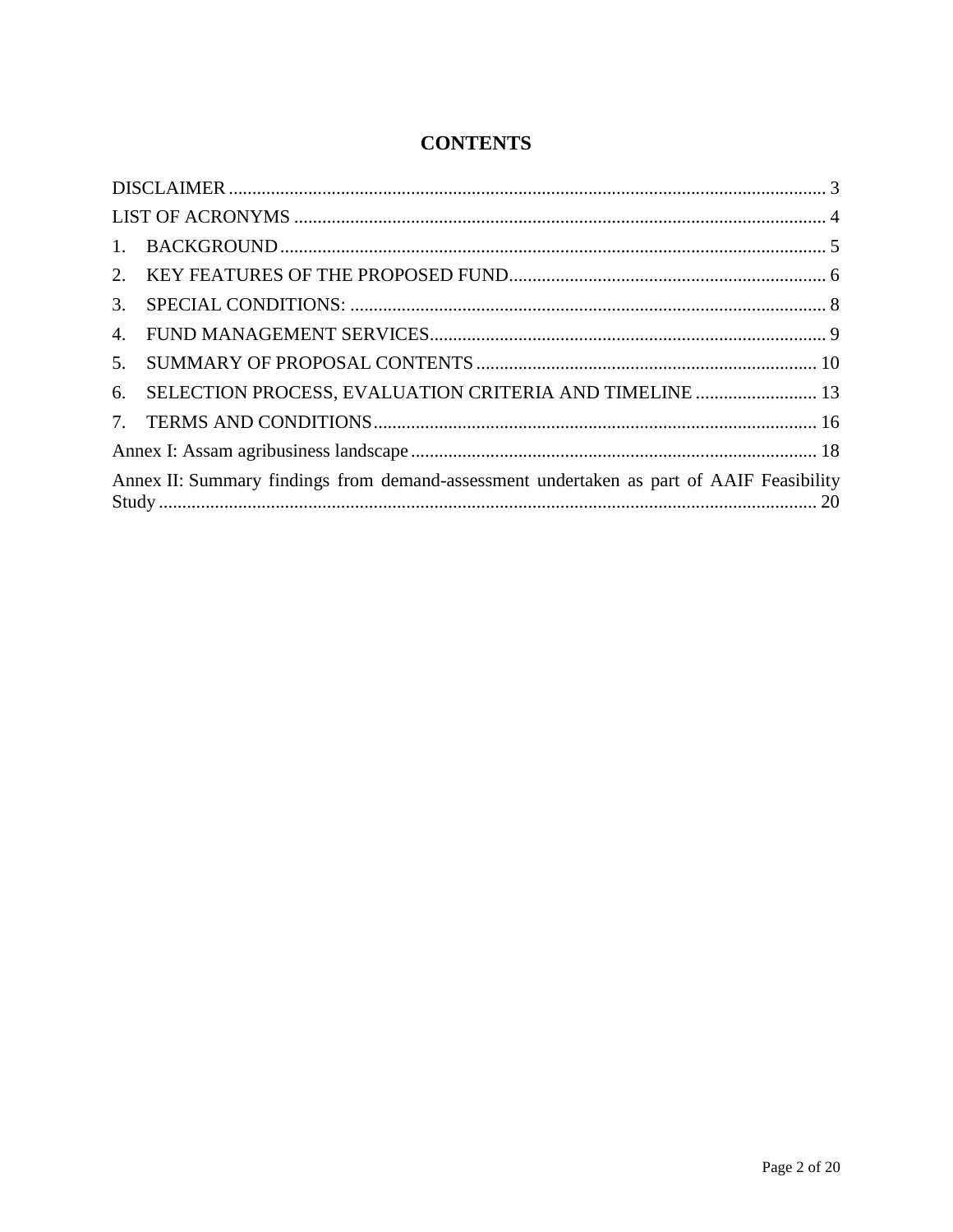# CONTENTS

DISCLAIMER ................................................................................................................ 3

LIST OF ACRONYMS ................................................................................................. 4

1. BACKGROUND..................................................................................................... 5
2. KEY FEATURES OF THE PROPOSED FUND.................................................... 6
3. SPECIAL CONDITIONS: ...................................................................................... 8
4. FUND MANAGEMENT SERVICES..................................................................... 9
5. SUMMARY OF PROPOSAL CONTENTS ......................................................... 10
6. SELECTION PROCESS, EVALUATION CRITERIA AND TIMELINE .......................... 13
7. TERMS AND CONDITIONS.............................................................................. 16

Annex I: Assam agribusiness landscape ....................................................................... 18

Annex II: Summary findings from demand-assessment undertaken as part of AAIF Feasibility Study ............................................................................................................. 20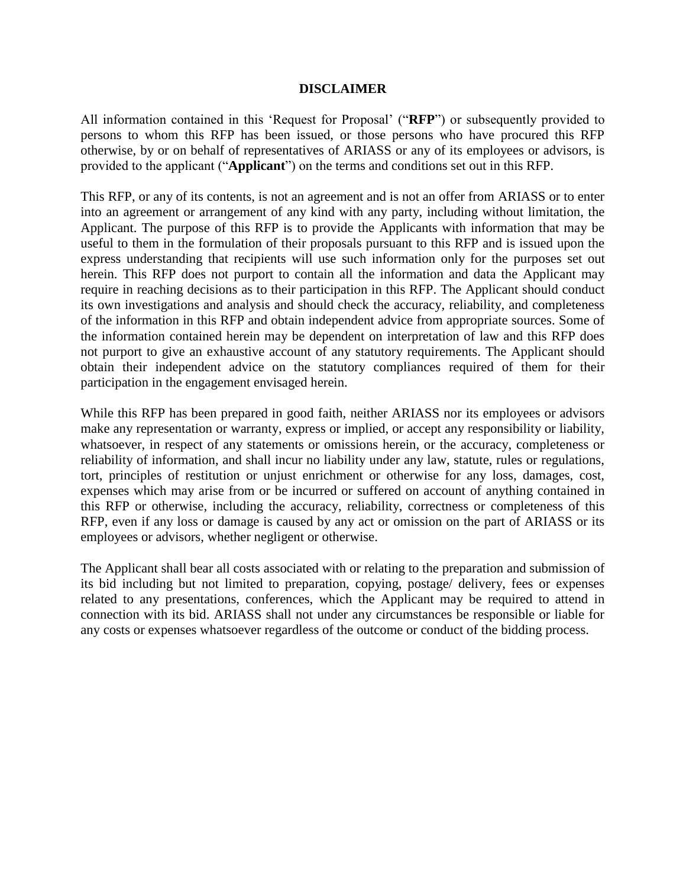## DISCLAIMER

All information contained in this 'Request for Proposal' ("**RFP**") or subsequently provided to persons to whom this RFP has been issued, or those persons who have procured this RFP otherwise, by or on behalf of representatives of ARIASS or any of its employees or advisors, is provided to the applicant ("**Applicant**") on the terms and conditions set out in this RFP.

This RFP, or any of its contents, is not an agreement and is not an offer from ARIASS or to enter into an agreement or arrangement of any kind with any party, including without limitation, the Applicant. The purpose of this RFP is to provide the Applicants with information that may be useful to them in the formulation of their proposals pursuant to this RFP and is issued upon the express understanding that recipients will use such information only for the purposes set out herein. This RFP does not purport to contain all the information and data the Applicant may require in reaching decisions as to their participation in this RFP. The Applicant should conduct its own investigations and analysis and should check the accuracy, reliability, and completeness of the information in this RFP and obtain independent advice from appropriate sources. Some of the information contained herein may be dependent on interpretation of law and this RFP does not purport to give an exhaustive account of any statutory requirements. The Applicant should obtain their independent advice on the statutory compliances required of them for their participation in the engagement envisaged herein.

While this RFP has been prepared in good faith, neither ARIASS nor its employees or advisors make any representation or warranty, express or implied, or accept any responsibility or liability, whatsoever, in respect of any statements or omissions herein, or the accuracy, completeness or reliability of information, and shall incur no liability under any law, statute, rules or regulations, tort, principles of restitution or unjust enrichment or otherwise for any loss, damages, cost, expenses which may arise from or be incurred or suffered on account of anything contained in this RFP or otherwise, including the accuracy, reliability, correctness or completeness of this RFP, even if any loss or damage is caused by any act or omission on the part of ARIASS or its employees or advisors, whether negligent or otherwise.

The Applicant shall bear all costs associated with or relating to the preparation and submission of its bid including but not limited to preparation, copying, postage/ delivery, fees or expenses related to any presentations, conferences, which the Applicant may be required to attend in connection with its bid. ARIASS shall not under any circumstances be responsible or liable for any costs or expenses whatsoever regardless of the outcome or conduct of the bidding process.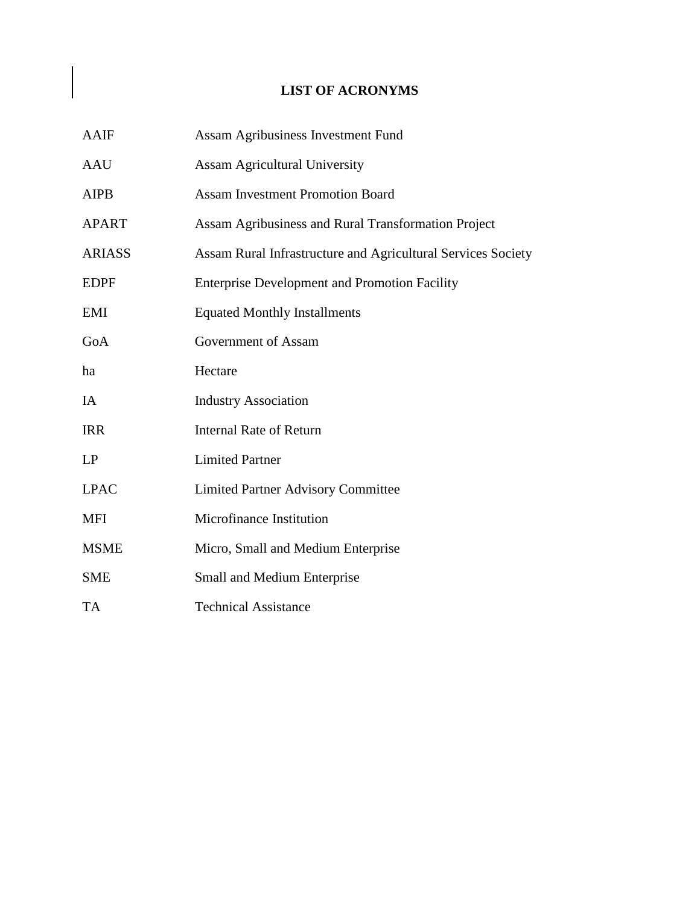# LIST OF ACRONYMS

| | |
|---|---|
| AAIF | Assam Agribusiness Investment Fund |
| AAU | Assam Agricultural University |
| AIPB | Assam Investment Promotion Board |
| APART | Assam Agribusiness and Rural Transformation Project |
| ARIASS | Assam Rural Infrastructure and Agricultural Services Society |
| EDPF | Enterprise Development and Promotion Facility |
| EMI | Equated Monthly Installments |
| GoA | Government of Assam |
| ha | Hectare |
| IA | Industry Association |
| IRR | Internal Rate of Return |
| LP | Limited Partner |
| LPAC | Limited Partner Advisory Committee |
| MFI | Microfinance Institution |
| MSME | Micro, Small and Medium Enterprise |
| SME | Small and Medium Enterprise |
| TA | Technical Assistance |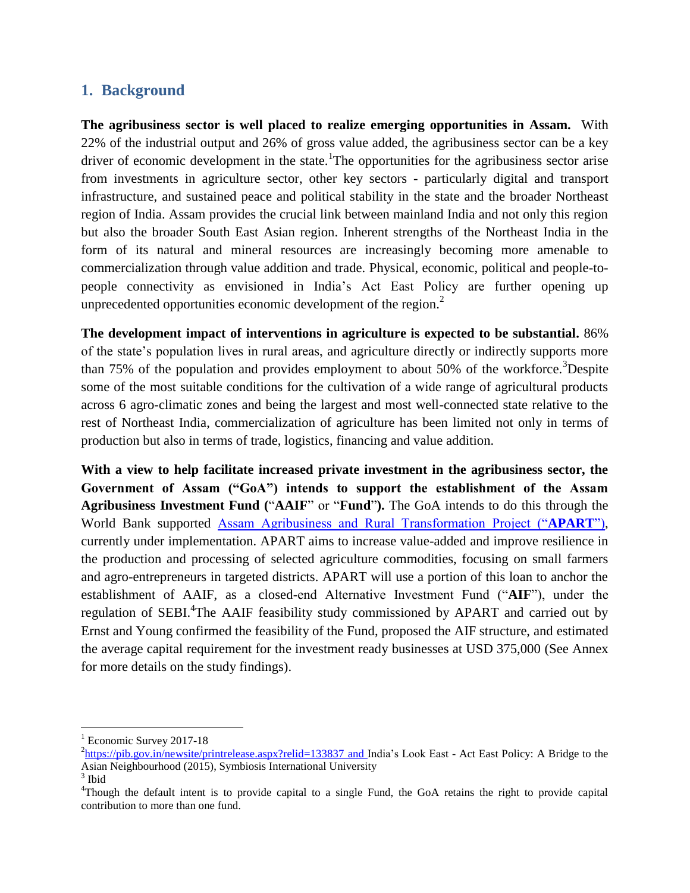## 1. Background

**The agribusiness sector is well placed to realize emerging opportunities in Assam.** With 22% of the industrial output and 26% of gross value added, the agribusiness sector can be a key driver of economic development in the state.[1] The opportunities for the agribusiness sector arise from investments in agriculture sector, other key sectors - particularly digital and transport infrastructure, and sustained peace and political stability in the state and the broader Northeast region of India. Assam provides the crucial link between mainland India and not only this region but also the broader South East Asian region. Inherent strengths of the Northeast India in the form of its natural and mineral resources are increasingly becoming more amenable to commercialization through value addition and trade. Physical, economic, political and people-to-people connectivity as envisioned in India's Act East Policy are further opening up unprecedented opportunities economic development of the region.[2]

**The development impact of interventions in agriculture is expected to be substantial.** 86% of the state's population lives in rural areas, and agriculture directly or indirectly supports more than 75% of the population and provides employment to about 50% of the workforce.[3] Despite some of the most suitable conditions for the cultivation of a wide range of agricultural products across 6 agro-climatic zones and being the largest and most well-connected state relative to the rest of Northeast India, commercialization of agriculture has been limited not only in terms of production but also in terms of trade, logistics, financing and value addition.

**With a view to help facilitate increased private investment in the agribusiness sector, the Government of Assam ("GoA") intends to support the establishment of the Assam Agribusiness Investment Fund ("AAIF" or "Fund").** The GoA intends to do this through the World Bank supported [Assam Agribusiness and Rural Transformation Project ("**APART**")](#), currently under implementation. APART aims to increase value-added and improve resilience in the production and processing of selected agriculture commodities, focusing on small farmers and agro-entrepreneurs in targeted districts. APART will use a portion of this loan to anchor the establishment of AAIF, as a closed-end Alternative Investment Fund ("**AIF**"), under the regulation of SEBI.[4] The AAIF feasibility study commissioned by APART and carried out by Ernst and Young confirmed the feasibility of the Fund, proposed the AIF structure, and estimated the average capital requirement for the investment ready businesses at USD 375,000 (See Annex for more details on the study findings).

---

[1] Economic Survey 2017-18

[2] https://pib.gov.in/newsite/printrelease.aspx?relid=133837 and India's Look East - Act East Policy: A Bridge to the Asian Neighbourhood (2015), Symbiosis International University

[3] Ibid

[4] Though the default intent is to provide capital to a single Fund, the GoA retains the right to provide capital contribution to more than one fund.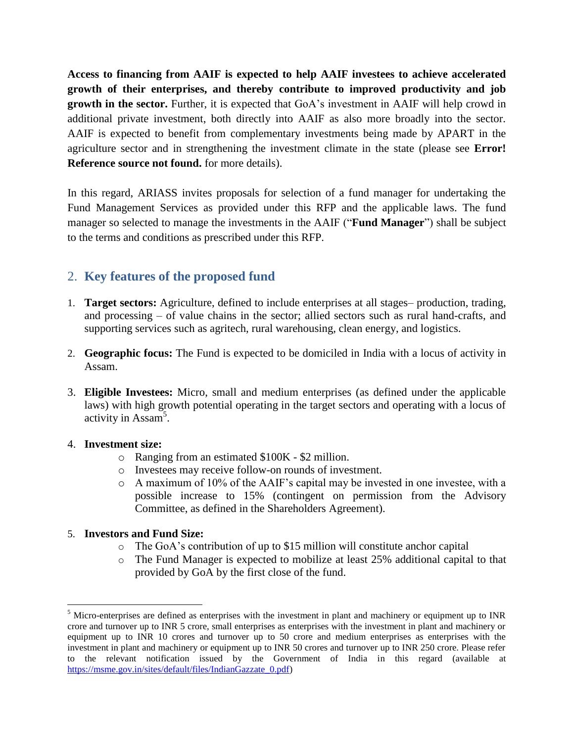**Access to financing from AAIF is expected to help AAIF investees to achieve accelerated growth of their enterprises, and thereby contribute to improved productivity and job growth in the sector.** Further, it is expected that GoA's investment in AAIF will help crowd in additional private investment, both directly into AAIF as also more broadly into the sector. AAIF is expected to benefit from complementary investments being made by APART in the agriculture sector and in strengthening the investment climate in the state (please see **Error! Reference source not found.** for more details).

In this regard, ARIASS invites proposals for selection of a fund manager for undertaking the Fund Management Services as provided under this RFP and the applicable laws. The fund manager so selected to manage the investments in the AAIF ("**Fund Manager**") shall be subject to the terms and conditions as prescribed under this RFP.

## 2. Key features of the proposed fund

1. **Target sectors:** Agriculture, defined to include enterprises at all stages– production, trading, and processing – of value chains in the sector; allied sectors such as rural hand-crafts, and supporting services such as agritech, rural warehousing, clean energy, and logistics.

2. **Geographic focus:** The Fund is expected to be domiciled in India with a locus of activity in Assam.

3. **Eligible Investees:** Micro, small and medium enterprises (as defined under the applicable laws) with high growth potential operating in the target sectors and operating with a locus of activity in Assam[5].

4. **Investment size:**
   - Ranging from an estimated $100K - $2 million.
   - Investees may receive follow-on rounds of investment.
   - A maximum of 10% of the AAIF's capital may be invested in one investee, with a possible increase to 15% (contingent on permission from the Advisory Committee, as defined in the Shareholders Agreement).

5. **Investors and Fund Size:**
   - The GoA's contribution of up to $15 million will constitute anchor capital
   - The Fund Manager is expected to mobilize at least 25% additional capital to that provided by GoA by the first close of the fund.

[5] Micro-enterprises are defined as enterprises with the investment in plant and machinery or equipment up to INR crore and turnover up to INR 5 crore, small enterprises as enterprises with the investment in plant and machinery or equipment up to INR 10 crores and turnover up to 50 crore and medium enterprises as enterprises with the investment in plant and machinery or equipment up to INR 50 crores and turnover up to INR 250 crore. Please refer to the relevant notification issued by the Government of India in this regard (available at https://msme.gov.in/sites/default/files/IndianGazzate_0.pdf)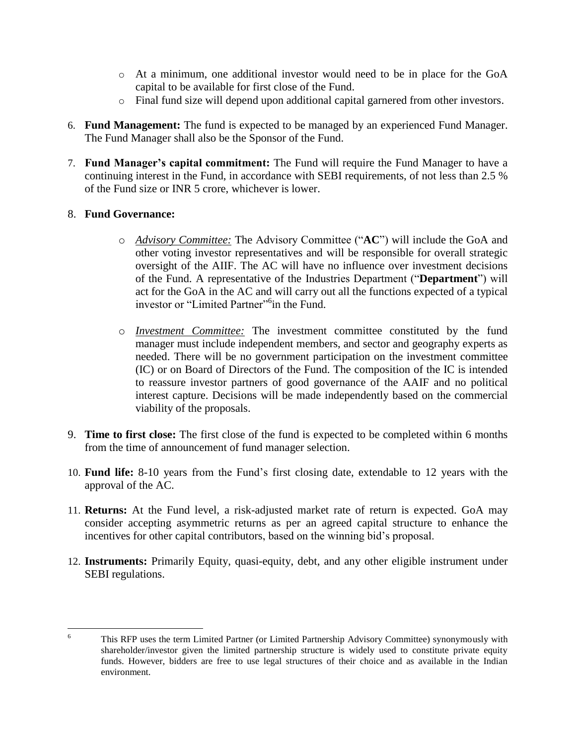- At a minimum, one additional investor would need to be in place for the GoA capital to be available for first close of the Fund.
- Final fund size will depend upon additional capital garnered from other investors.

6. **Fund Management:** The fund is expected to be managed by an experienced Fund Manager. The Fund Manager shall also be the Sponsor of the Fund.

7. **Fund Manager's capital commitment:** The Fund will require the Fund Manager to have a continuing interest in the Fund, in accordance with SEBI requirements, of not less than 2.5 % of the Fund size or INR 5 crore, whichever is lower.

8. **Fund Governance:**

   - *Advisory Committee:* The Advisory Committee ("**AC**") will include the GoA and other voting investor representatives and will be responsible for overall strategic oversight of the AIIF. The AC will have no influence over investment decisions of the Fund. A representative of the Industries Department ("**Department**") will act for the GoA in the AC and will carry out all the functions expected of a typical investor or "Limited Partner"[6]in the Fund.

   - *Investment Committee:* The investment committee constituted by the fund manager must include independent members, and sector and geography experts as needed. There will be no government participation on the investment committee (IC) or on Board of Directors of the Fund. The composition of the IC is intended to reassure investor partners of good governance of the AAIF and no political interest capture. Decisions will be made independently based on the commercial viability of the proposals.

9. **Time to first close:** The first close of the fund is expected to be completed within 6 months from the time of announcement of fund manager selection.

10. **Fund life:** 8-10 years from the Fund's first closing date, extendable to 12 years with the approval of the AC.

11. **Returns:** At the Fund level, a risk-adjusted market rate of return is expected. GoA may consider accepting asymmetric returns as per an agreed capital structure to enhance the incentives for other capital contributors, based on the winning bid's proposal.

12. **Instruments:** Primarily Equity, quasi-equity, debt, and any other eligible instrument under SEBI regulations.

---

[6] This RFP uses the term Limited Partner (or Limited Partnership Advisory Committee) synonymously with shareholder/investor given the limited partnership structure is widely used to constitute private equity funds. However, bidders are free to use legal structures of their choice and as available in the Indian environment.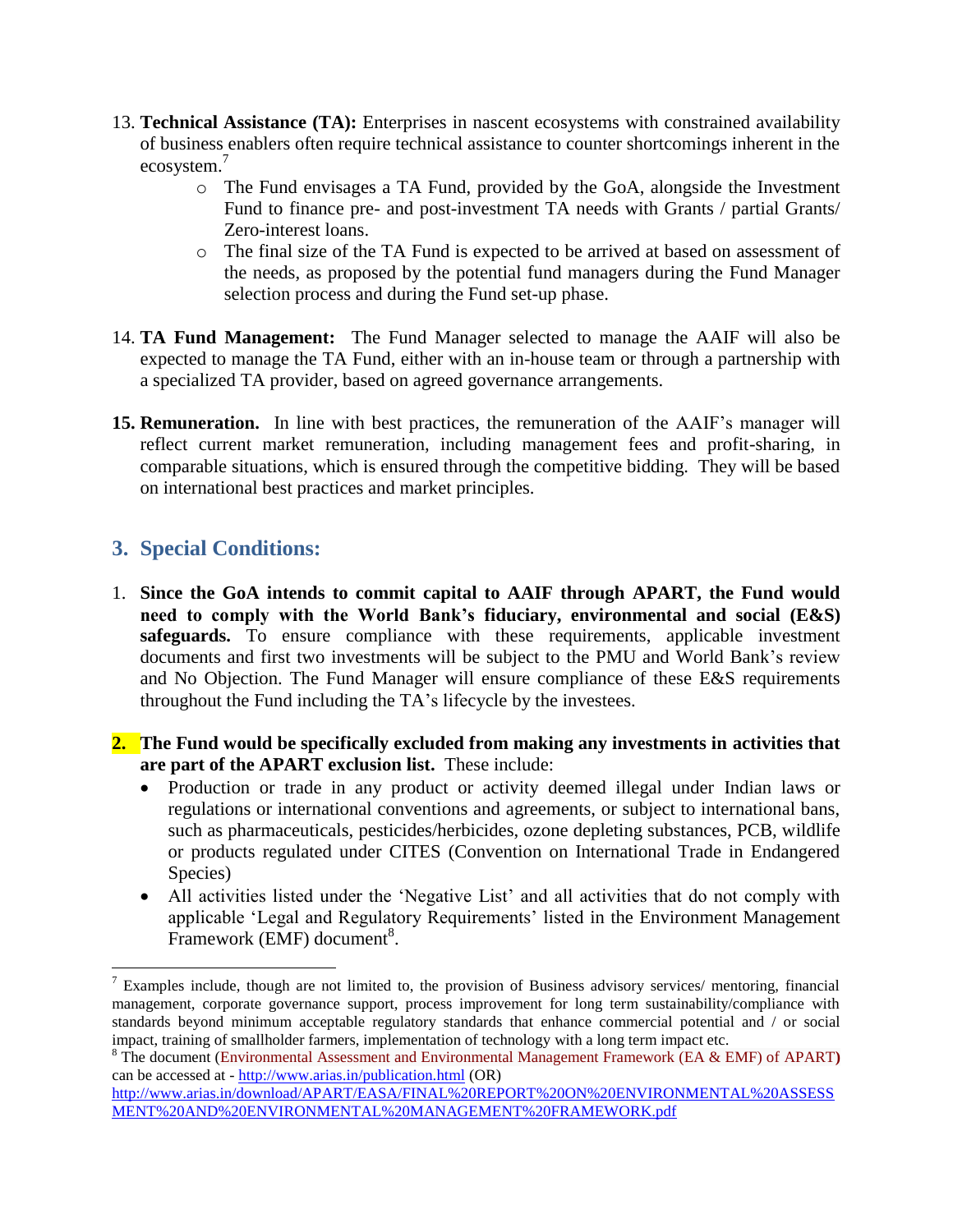13. **Technical Assistance (TA):** Enterprises in nascent ecosystems with constrained availability of business enablers often require technical assistance to counter shortcomings inherent in the ecosystem.[7]
    - The Fund envisages a TA Fund, provided by the GoA, alongside the Investment Fund to finance pre- and post-investment TA needs with Grants / partial Grants/ Zero-interest loans.
    - The final size of the TA Fund is expected to be arrived at based on assessment of the needs, as proposed by the potential fund managers during the Fund Manager selection process and during the Fund set-up phase.

14. **TA Fund Management:** The Fund Manager selected to manage the AAIF will also be expected to manage the TA Fund, either with an in-house team or through a partnership with a specialized TA provider, based on agreed governance arrangements.

15. **Remuneration.** In line with best practices, the remuneration of the AAIF's manager will reflect current market remuneration, including management fees and profit-sharing, in comparable situations, which is ensured through the competitive bidding. They will be based on international best practices and market principles.

## 3. Special Conditions:

1. **Since the GoA intends to commit capital to AAIF through APART, the Fund would need to comply with the World Bank's fiduciary, environmental and social (E&S) safeguards.** To ensure compliance with these requirements, applicable investment documents and first two investments will be subject to the PMU and World Bank's review and No Objection. The Fund Manager will ensure compliance of these E&S requirements throughout the Fund including the TA's lifecycle by the investees.

2. **The Fund would be specifically excluded from making any investments in activities that are part of the APART exclusion list.** These include:
   - Production or trade in any product or activity deemed illegal under Indian laws or regulations or international conventions and agreements, or subject to international bans, such as pharmaceuticals, pesticides/herbicides, ozone depleting substances, PCB, wildlife or products regulated under CITES (Convention on International Trade in Endangered Species)
   - All activities listed under the 'Negative List' and all activities that do not comply with applicable 'Legal and Regulatory Requirements' listed in the Environment Management Framework (EMF) document[8].

---

[7] Examples include, though are not limited to, the provision of Business advisory services/ mentoring, financial management, corporate governance support, process improvement for long term sustainability/compliance with standards beyond minimum acceptable regulatory standards that enhance commercial potential and / or social impact, training of smallholder farmers, implementation of technology with a long term impact etc.

[8] The document (Environmental Assessment and Environmental Management Framework (EA & EMF) of APART) can be accessed at - http://www.arias.in/publication.html (OR) http://www.arias.in/download/APART/EASA/FINAL%20REPORT%20ON%20ENVIRONMENTAL%20ASSESSMENT%20AND%20ENVIRONMENTAL%20MANAGEMENT%20FRAMEWORK.pdf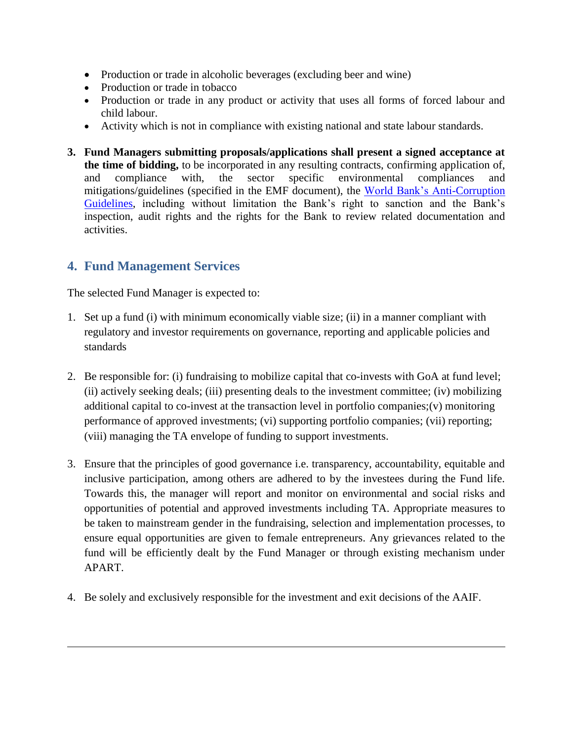- Production or trade in alcoholic beverages (excluding beer and wine)
- Production or trade in tobacco
- Production or trade in any product or activity that uses all forms of forced labour and child labour.
- Activity which is not in compliance with existing national and state labour standards.

3. **Fund Managers submitting proposals/applications shall present a signed acceptance at the time of bidding,** to be incorporated in any resulting contracts, confirming application of, and compliance with, the sector specific environmental compliances and mitigations/guidelines (specified in the EMF document), the [World Bank's Anti-Corruption Guidelines](), including without limitation the Bank's right to sanction and the Bank's inspection, audit rights and the rights for the Bank to review related documentation and activities.

## 4. Fund Management Services

The selected Fund Manager is expected to:

1. Set up a fund (i) with minimum economically viable size; (ii) in a manner compliant with regulatory and investor requirements on governance, reporting and applicable policies and standards

2. Be responsible for: (i) fundraising to mobilize capital that co-invests with GoA at fund level; (ii) actively seeking deals; (iii) presenting deals to the investment committee; (iv) mobilizing additional capital to co-invest at the transaction level in portfolio companies;(v) monitoring performance of approved investments; (vi) supporting portfolio companies; (vii) reporting; (viii) managing the TA envelope of funding to support investments.

3. Ensure that the principles of good governance i.e. transparency, accountability, equitable and inclusive participation, among others are adhered to by the investees during the Fund life. Towards this, the manager will report and monitor on environmental and social risks and opportunities of potential and approved investments including TA. Appropriate measures to be taken to mainstream gender in the fundraising, selection and implementation processes, to ensure equal opportunities are given to female entrepreneurs. Any grievances related to the fund will be efficiently dealt by the Fund Manager or through existing mechanism under APART.

4. Be solely and exclusively responsible for the investment and exit decisions of the AAIF.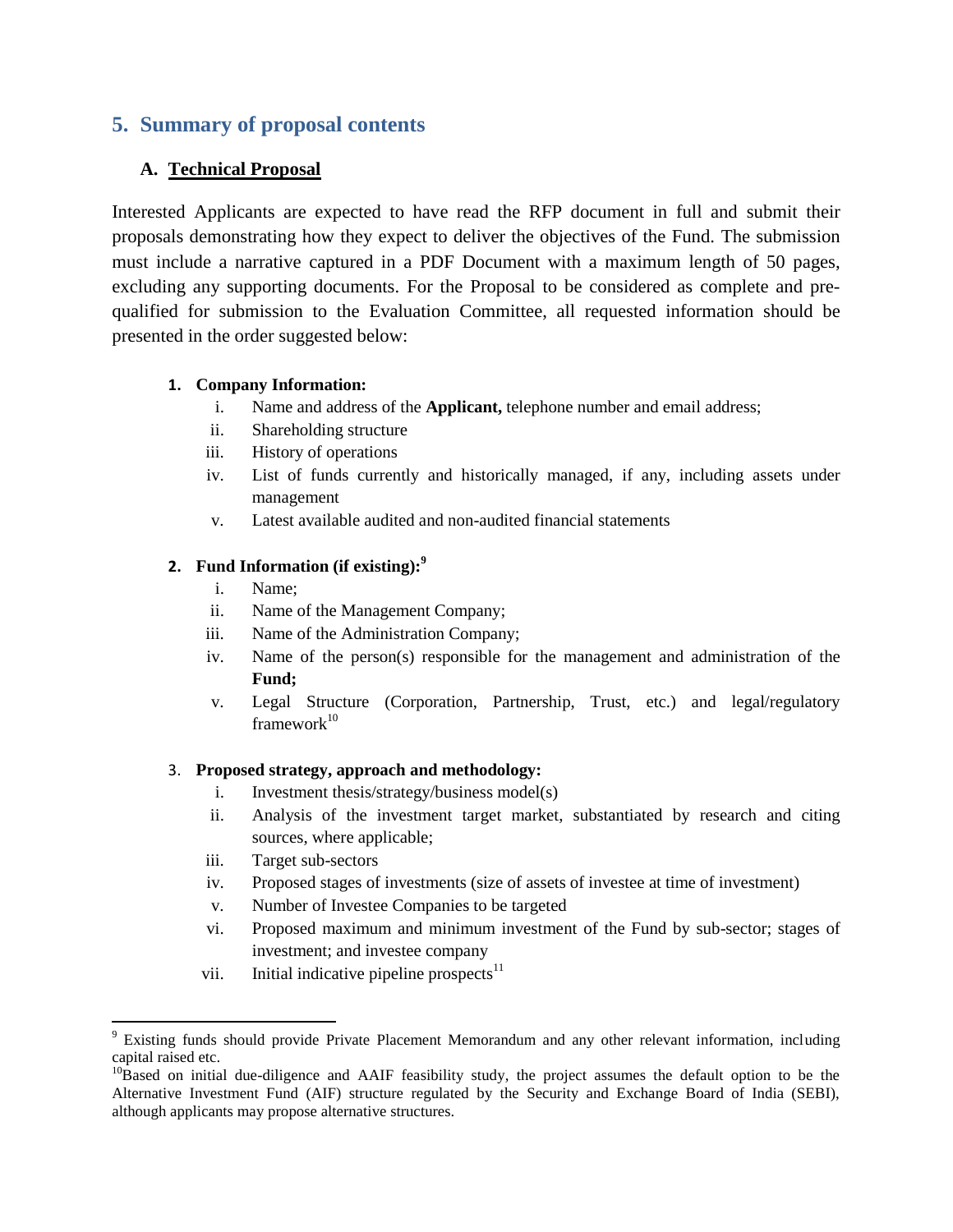## 5. Summary of proposal contents

### A. Technical Proposal

Interested Applicants are expected to have read the RFP document in full and submit their proposals demonstrating how they expect to deliver the objectives of the Fund. The submission must include a narrative captured in a PDF Document with a maximum length of 50 pages, excluding any supporting documents. For the Proposal to be considered as complete and pre-qualified for submission to the Evaluation Committee, all requested information should be presented in the order suggested below:

1. **Company Information:**
    - i. Name and address of the **Applicant,** telephone number and email address;
    - ii. Shareholding structure
    - iii. History of operations
    - iv. List of funds currently and historically managed, if any, including assets under management
    - v. Latest available audited and non-audited financial statements

2. **Fund Information (if existing):**[9]
    - i. Name;
    - ii. Name of the Management Company;
    - iii. Name of the Administration Company;
    - iv. Name of the person(s) responsible for the management and administration of the **Fund;**
    - v. Legal Structure (Corporation, Partnership, Trust, etc.) and legal/regulatory framework[10]

3. **Proposed strategy, approach and methodology:**
    - i. Investment thesis/strategy/business model(s)
    - ii. Analysis of the investment target market, substantiated by research and citing sources, where applicable;
    - iii. Target sub-sectors
    - iv. Proposed stages of investments (size of assets of investee at time of investment)
    - v. Number of Investee Companies to be targeted
    - vi. Proposed maximum and minimum investment of the Fund by sub-sector; stages of investment; and investee company
    - vii. Initial indicative pipeline prospects[11]

---

[9] Existing funds should provide Private Placement Memorandum and any other relevant information, including capital raised etc.

[10] Based on initial due-diligence and AAIF feasibility study, the project assumes the default option to be the Alternative Investment Fund (AIF) structure regulated by the Security and Exchange Board of India (SEBI), although applicants may propose alternative structures.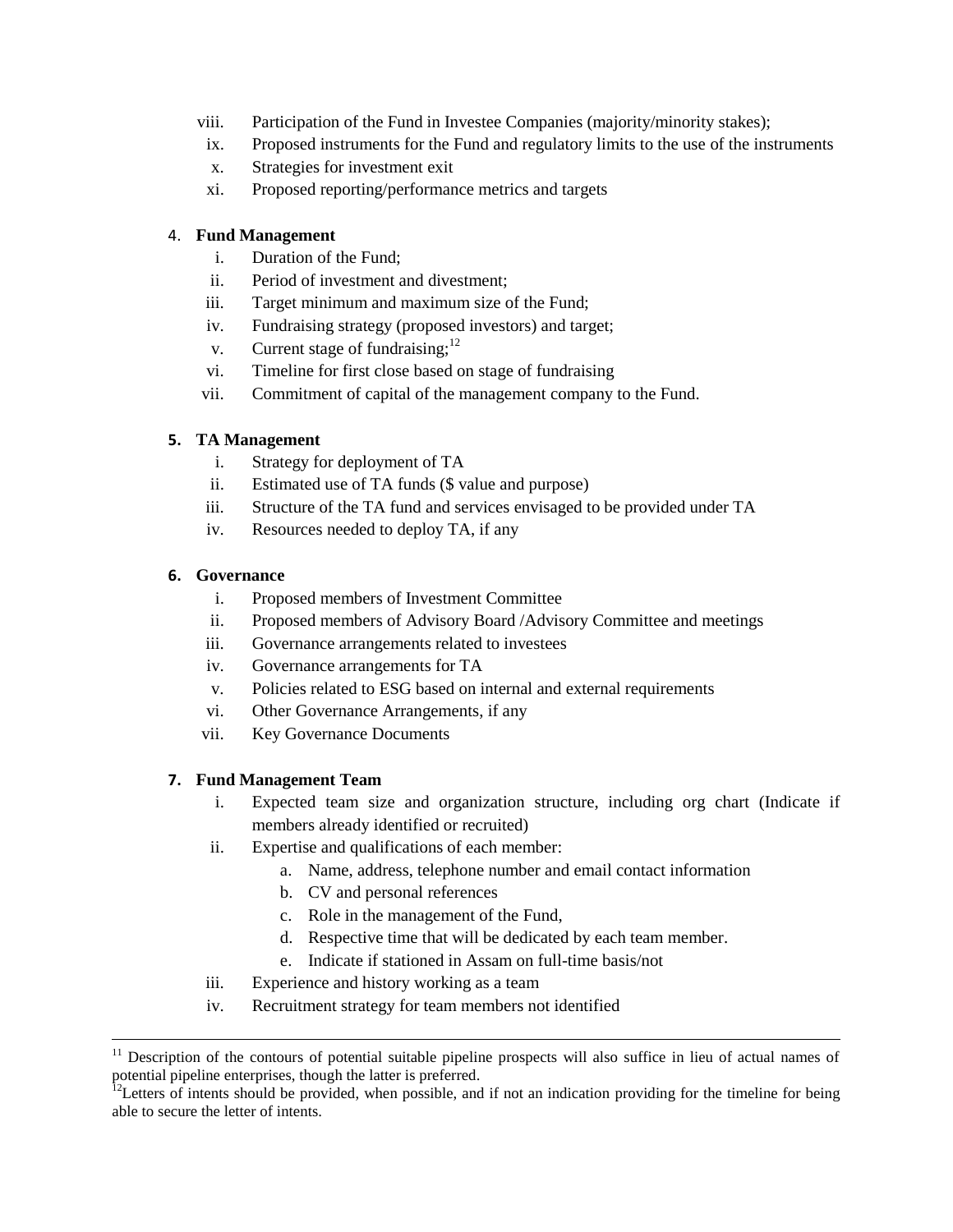viii. Participation of the Fund in Investee Companies (majority/minority stakes);
ix. Proposed instruments for the Fund and regulatory limits to the use of the instruments
x. Strategies for investment exit
xi. Proposed reporting/performance metrics and targets

4. **Fund Management**
   i. Duration of the Fund;
   ii. Period of investment and divestment;
   iii. Target minimum and maximum size of the Fund;
   iv. Fundraising strategy (proposed investors) and target;
   v. Current stage of fundraising;[12]
   vi. Timeline for first close based on stage of fundraising
   vii. Commitment of capital of the management company to the Fund.

5. **TA Management**
   i. Strategy for deployment of TA
   ii. Estimated use of TA funds ($ value and purpose)
   iii. Structure of the TA fund and services envisaged to be provided under TA
   iv. Resources needed to deploy TA, if any

6. **Governance**
   i. Proposed members of Investment Committee
   ii. Proposed members of Advisory Board /Advisory Committee and meetings
   iii. Governance arrangements related to investees
   iv. Governance arrangements for TA
   v. Policies related to ESG based on internal and external requirements
   vi. Other Governance Arrangements, if any
   vii. Key Governance Documents

7. **Fund Management Team**
   i. Expected team size and organization structure, including org chart (Indicate if members already identified or recruited)
   ii. Expertise and qualifications of each member:
      a. Name, address, telephone number and email contact information
      b. CV and personal references
      c. Role in the management of the Fund,
      d. Respective time that will be dedicated by each team member.
      e. Indicate if stationed in Assam on full-time basis/not
   iii. Experience and history working as a team
   iv. Recruitment strategy for team members not identified

---

[11] Description of the contours of potential suitable pipeline prospects will also suffice in lieu of actual names of potential pipeline enterprises, though the latter is preferred.

[12] Letters of intents should be provided, when possible, and if not an indication providing for the timeline for being able to secure the letter of intents.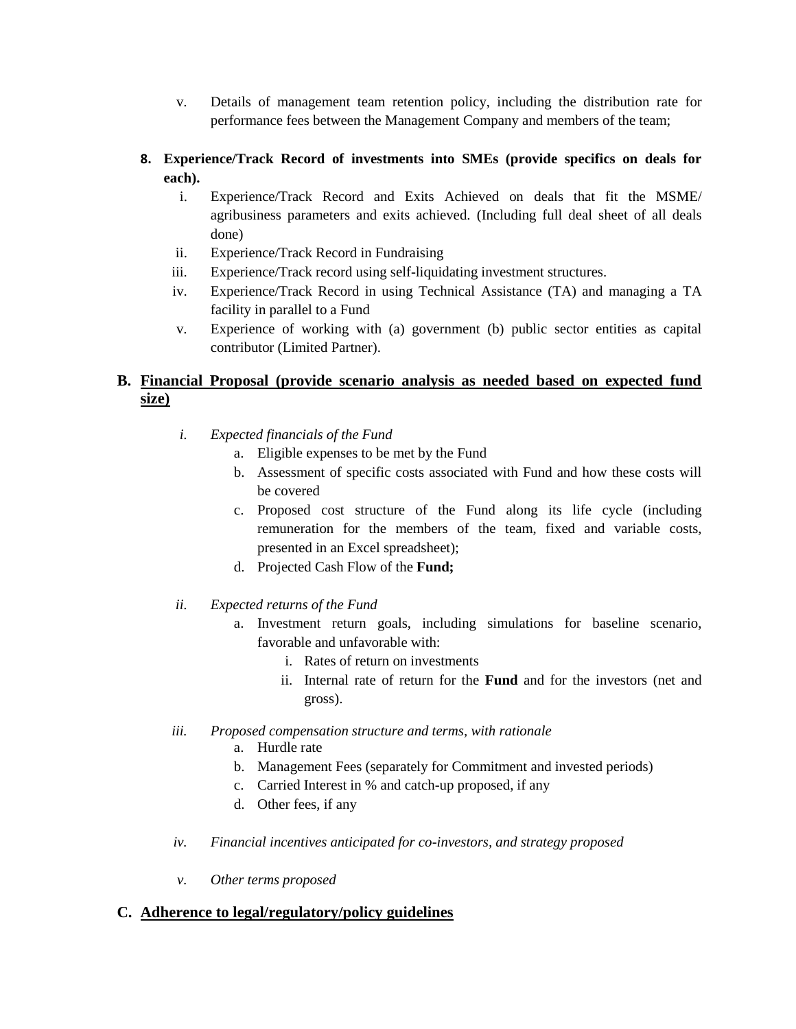v. Details of management team retention policy, including the distribution rate for performance fees between the Management Company and members of the team;

**8. Experience/Track Record of investments into SMEs (provide specifics on deals for each).**

i. Experience/Track Record and Exits Achieved on deals that fit the MSME/ agribusiness parameters and exits achieved. (Including full deal sheet of all deals done)

ii. Experience/Track Record in Fundraising

iii. Experience/Track record using self-liquidating investment structures.

iv. Experience/Track Record in using Technical Assistance (TA) and managing a TA facility in parallel to a Fund

v. Experience of working with (a) government (b) public sector entities as capital contributor (Limited Partner).

## B. <u>Financial Proposal (provide scenario analysis as needed based on expected fund size)</u>

*i. Expected financials of the Fund*

a. Eligible expenses to be met by the Fund

b. Assessment of specific costs associated with Fund and how these costs will be covered

c. Proposed cost structure of the Fund along its life cycle (including remuneration for the members of the team, fixed and variable costs, presented in an Excel spreadsheet);

d. Projected Cash Flow of the **Fund;**

*ii. Expected returns of the Fund*

a. Investment return goals, including simulations for baseline scenario, favorable and unfavorable with:

i. Rates of return on investments

ii. Internal rate of return for the **Fund** and for the investors (net and gross).

*iii. Proposed compensation structure and terms, with rationale*

a. Hurdle rate

b. Management Fees (separately for Commitment and invested periods)

c. Carried Interest in % and catch-up proposed, if any

d. Other fees, if any

*iv. Financial incentives anticipated for co-investors, and strategy proposed*

*v. Other terms proposed*

## C. <u>Adherence to legal/regulatory/policy guidelines</u>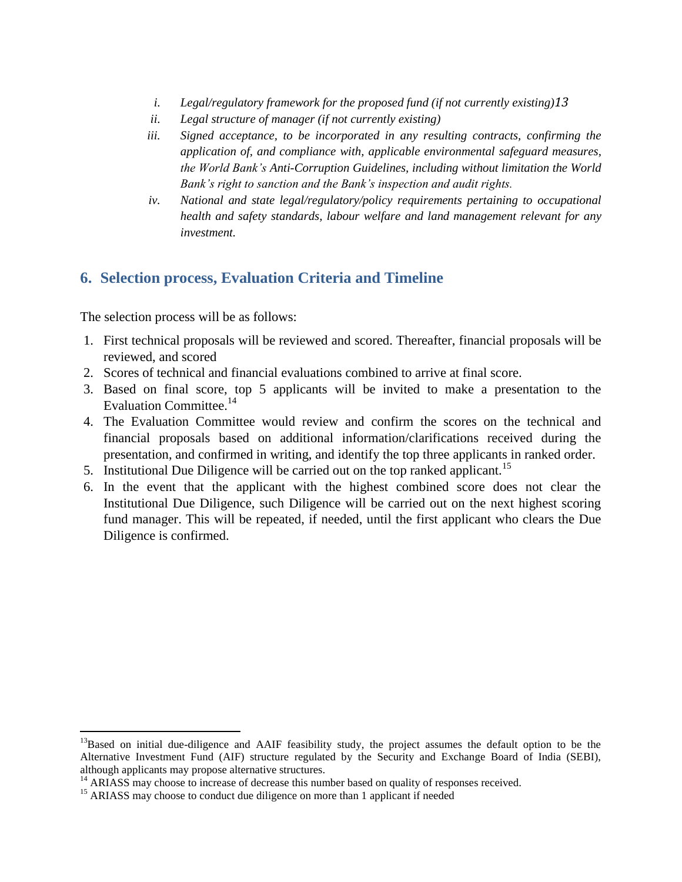i. *Legal/regulatory framework for the proposed fund (if not currently existing)*[13]
   ii. *Legal structure of manager (if not currently existing)*
   iii. *Signed acceptance, to be incorporated in any resulting contracts, confirming the application of, and compliance with, applicable environmental safeguard measures, the World Bank's Anti-Corruption Guidelines, including without limitation the World Bank's right to sanction and the Bank's inspection and audit rights.*
   iv. *National and state legal/regulatory/policy requirements pertaining to occupational health and safety standards, labour welfare and land management relevant for any investment.*

## 6. Selection process, Evaluation Criteria and Timeline

The selection process will be as follows:

1. First technical proposals will be reviewed and scored. Thereafter, financial proposals will be reviewed, and scored
2. Scores of technical and financial evaluations combined to arrive at final score.
3. Based on final score, top 5 applicants will be invited to make a presentation to the Evaluation Committee.[14]
4. The Evaluation Committee would review and confirm the scores on the technical and financial proposals based on additional information/clarifications received during the presentation, and confirmed in writing, and identify the top three applicants in ranked order.
5. Institutional Due Diligence will be carried out on the top ranked applicant.[15]
6. In the event that the applicant with the highest combined score does not clear the Institutional Due Diligence, such Diligence will be carried out on the next highest scoring fund manager. This will be repeated, if needed, until the first applicant who clears the Due Diligence is confirmed.

---

[13] Based on initial due-diligence and AAIF feasibility study, the project assumes the default option to be the Alternative Investment Fund (AIF) structure regulated by the Security and Exchange Board of India (SEBI), although applicants may propose alternative structures.

[14] ARIASS may choose to increase of decrease this number based on quality of responses received.

[15] ARIASS may choose to conduct due diligence on more than 1 applicant if needed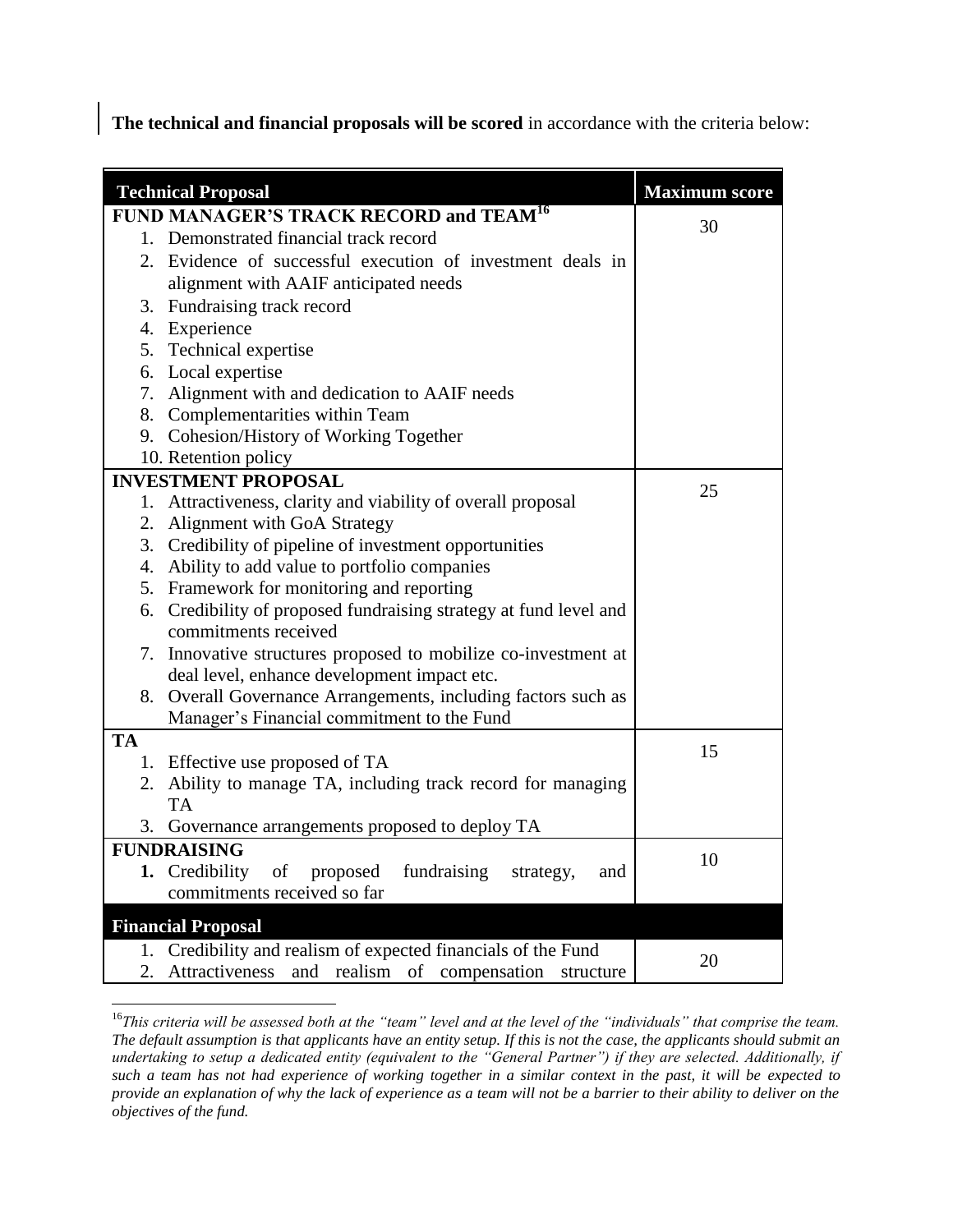**The technical and financial proposals will be scored** in accordance with the criteria below:

| **Technical Proposal** | **Maximum score** |
|---|---|
| **FUND MANAGER'S TRACK RECORD and TEAM**[16]<br>1. Demonstrated financial track record<br>2. Evidence of successful execution of investment deals in alignment with AAIF anticipated needs<br>3. Fundraising track record<br>4. Experience<br>5. Technical expertise<br>6. Local expertise<br>7. Alignment with and dedication to AAIF needs<br>8. Complementarities within Team<br>9. Cohesion/History of Working Together<br>10. Retention policy | 30 |
| **INVESTMENT PROPOSAL**<br>1. Attractiveness, clarity and viability of overall proposal<br>2. Alignment with GoA Strategy<br>3. Credibility of pipeline of investment opportunities<br>4. Ability to add value to portfolio companies<br>5. Framework for monitoring and reporting<br>6. Credibility of proposed fundraising strategy at fund level and commitments received<br>7. Innovative structures proposed to mobilize co-investment at deal level, enhance development impact etc.<br>8. Overall Governance Arrangements, including factors such as Manager's Financial commitment to the Fund | 25 |
| **TA**<br>1. Effective use proposed of TA<br>2. Ability to manage TA, including track record for managing TA<br>3. Governance arrangements proposed to deploy TA | 15 |
| **FUNDRAISING**<br>**1.** Credibility of proposed fundraising strategy, and commitments received so far | 10 |
| **Financial Proposal** | |
| 1. Credibility and realism of expected financials of the Fund<br>2. Attractiveness and realism of compensation structure | 20 |

[16] *This criteria will be assessed both at the "team" level and at the level of the "individuals" that comprise the team. The default assumption is that applicants have an entity setup. If this is not the case, the applicants should submit an undertaking to setup a dedicated entity (equivalent to the "General Partner") if they are selected. Additionally, if such a team has not had experience of working together in a similar context in the past, it will be expected to provide an explanation of why the lack of experience as a team will not be a barrier to their ability to deliver on the objectives of the fund.*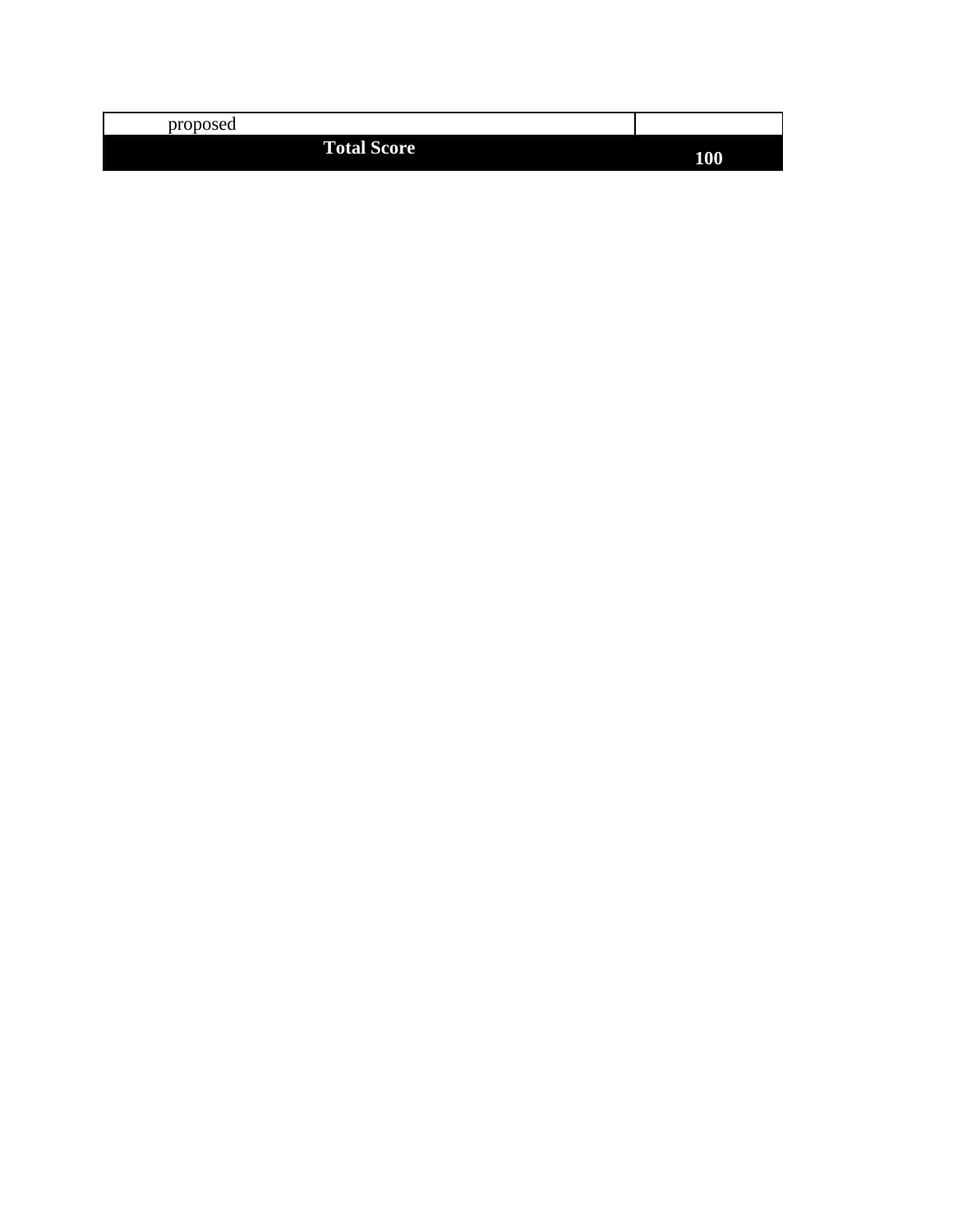| | |
|---|---|
| proposed | |
| **Total Score** | **100** |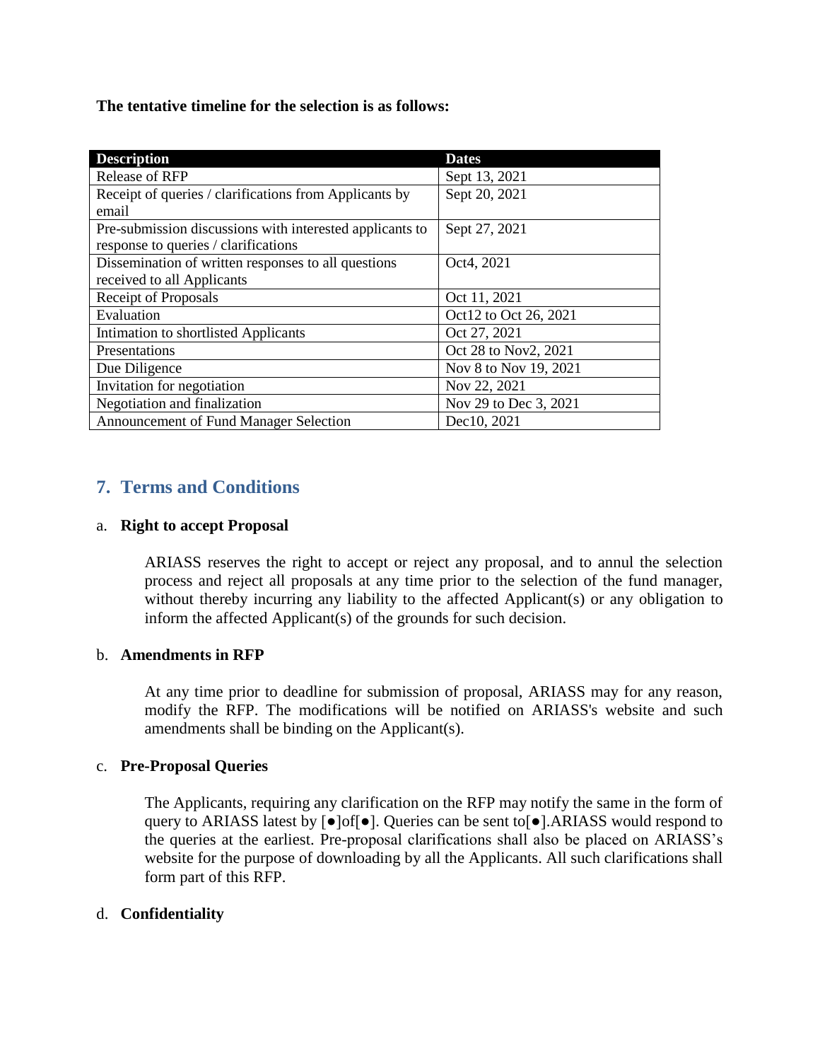**The tentative timeline for the selection is as follows:**

| Description | Dates |
|---|---|
| Release of RFP | Sept 13, 2021 |
| Receipt of queries / clarifications from Applicants by email | Sept 20, 2021 |
| Pre-submission discussions with interested applicants to response to queries / clarifications | Sept 27, 2021 |
| Dissemination of written responses to all questions received to all Applicants | Oct4, 2021 |
| Receipt of Proposals | Oct 11, 2021 |
| Evaluation | Oct12 to Oct 26, 2021 |
| Intimation to shortlisted Applicants | Oct 27, 2021 |
| Presentations | Oct 28 to Nov2, 2021 |
| Due Diligence | Nov 8 to Nov 19, 2021 |
| Invitation for negotiation | Nov 22, 2021 |
| Negotiation and finalization | Nov 29 to Dec 3, 2021 |
| Announcement of Fund Manager Selection | Dec10, 2021 |

## 7. Terms and Conditions

a. **Right to accept Proposal**

ARIASS reserves the right to accept or reject any proposal, and to annul the selection process and reject all proposals at any time prior to the selection of the fund manager, without thereby incurring any liability to the affected Applicant(s) or any obligation to inform the affected Applicant(s) of the grounds for such decision.

b. **Amendments in RFP**

At any time prior to deadline for submission of proposal, ARIASS may for any reason, modify the RFP. The modifications will be notified on ARIASS's website and such amendments shall be binding on the Applicant(s).

c. **Pre-Proposal Queries**

The Applicants, requiring any clarification on the RFP may notify the same in the form of query to ARIASS latest by [●]of[●]. Queries can be sent to[●].ARIASS would respond to the queries at the earliest. Pre-proposal clarifications shall also be placed on ARIASS's website for the purpose of downloading by all the Applicants. All such clarifications shall form part of this RFP.

d. **Confidentiality**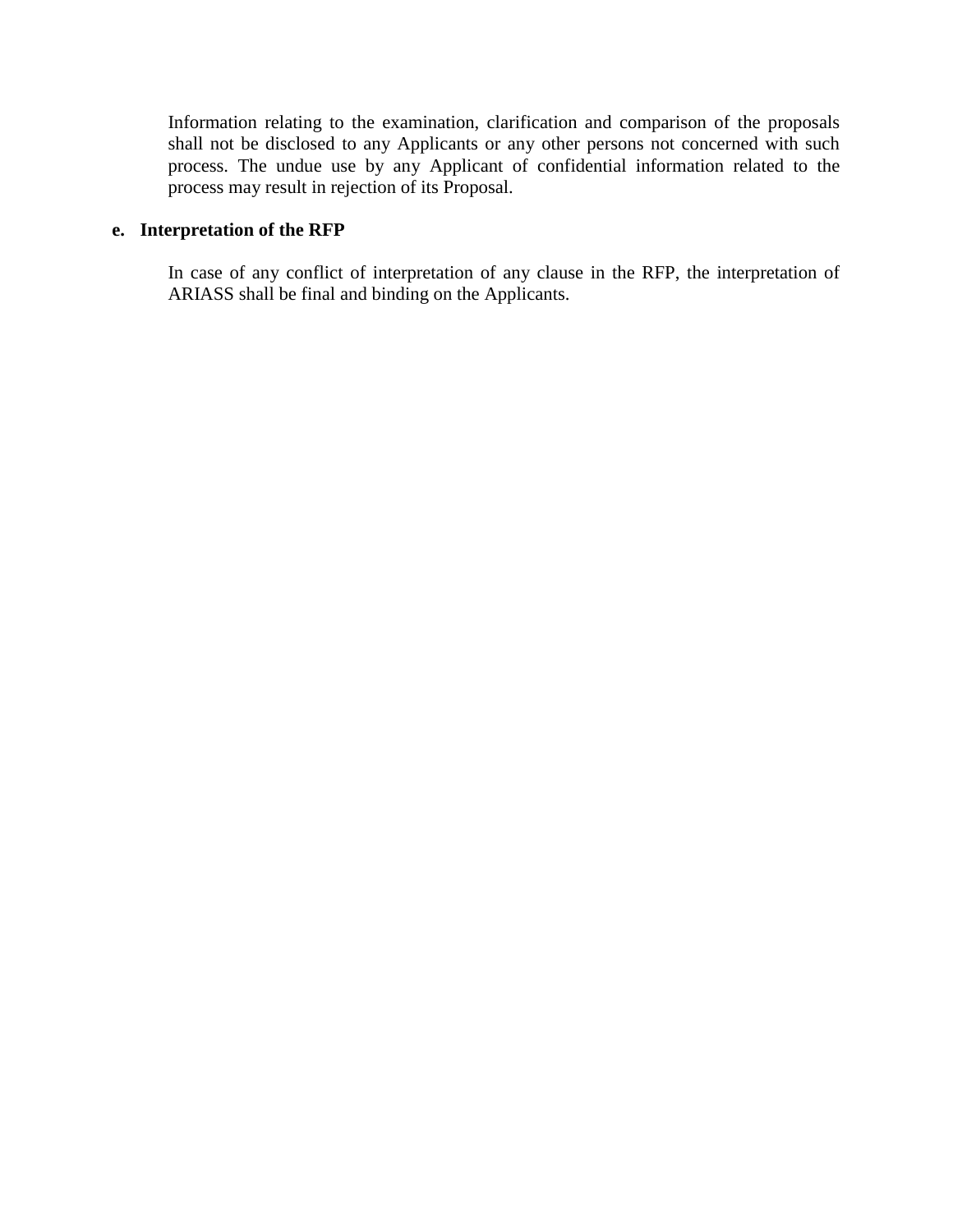Information relating to the examination, clarification and comparison of the proposals shall not be disclosed to any Applicants or any other persons not concerned with such process. The undue use by any Applicant of confidential information related to the process may result in rejection of its Proposal.

**e. Interpretation of the RFP**

In case of any conflict of interpretation of any clause in the RFP, the interpretation of ARIASS shall be final and binding on the Applicants.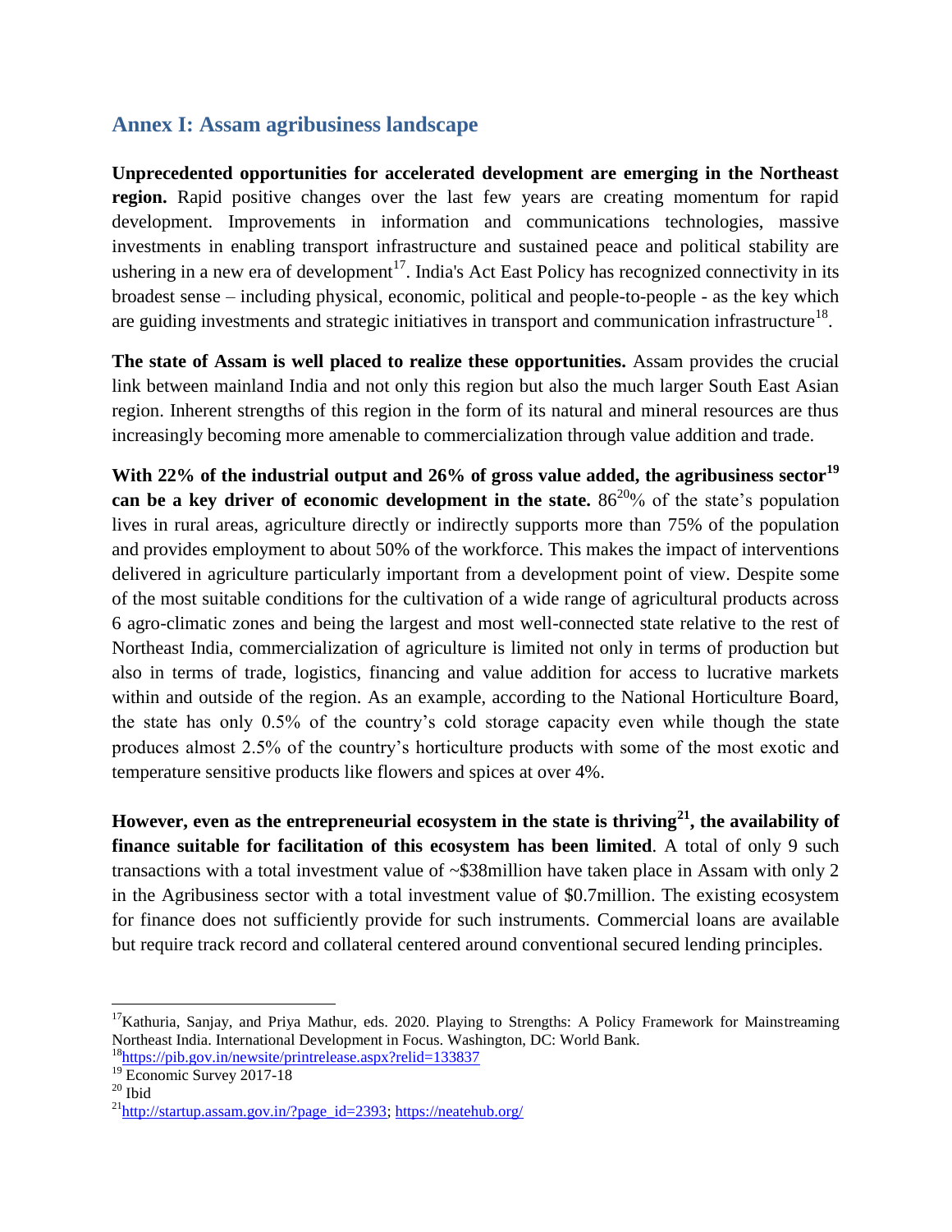## Annex I: Assam agribusiness landscape

**Unprecedented opportunities for accelerated development are emerging in the Northeast region.** Rapid positive changes over the last few years are creating momentum for rapid development. Improvements in information and communications technologies, massive investments in enabling transport infrastructure and sustained peace and political stability are ushering in a new era of development[17]. India's Act East Policy has recognized connectivity in its broadest sense – including physical, economic, political and people-to-people - as the key which are guiding investments and strategic initiatives in transport and communication infrastructure[18].

**The state of Assam is well placed to realize these opportunities.** Assam provides the crucial link between mainland India and not only this region but also the much larger South East Asian region. Inherent strengths of this region in the form of its natural and mineral resources are thus increasingly becoming more amenable to commercialization through value addition and trade.

**With 22% of the industrial output and 26% of gross value added, the agribusiness sector[19] can be a key driver of economic development in the state.** 86[20]% of the state's population lives in rural areas, agriculture directly or indirectly supports more than 75% of the population and provides employment to about 50% of the workforce. This makes the impact of interventions delivered in agriculture particularly important from a development point of view. Despite some of the most suitable conditions for the cultivation of a wide range of agricultural products across 6 agro-climatic zones and being the largest and most well-connected state relative to the rest of Northeast India, commercialization of agriculture is limited not only in terms of production but also in terms of trade, logistics, financing and value addition for access to lucrative markets within and outside of the region. As an example, according to the National Horticulture Board, the state has only 0.5% of the country's cold storage capacity even while though the state produces almost 2.5% of the country's horticulture products with some of the most exotic and temperature sensitive products like flowers and spices at over 4%.

**However, even as the entrepreneurial ecosystem in the state is thriving[21], the availability of finance suitable for facilitation of this ecosystem has been limited**. A total of only 9 such transactions with a total investment value of ~$38million have taken place in Assam with only 2 in the Agribusiness sector with a total investment value of $0.7million. The existing ecosystem for finance does not sufficiently provide for such instruments. Commercial loans are available but require track record and collateral centered around conventional secured lending principles.

---

[17] Kathuria, Sanjay, and Priya Mathur, eds. 2020. Playing to Strengths: A Policy Framework for Mainstreaming Northeast India. International Development in Focus. Washington, DC: World Bank.

[18] https://pib.gov.in/newsite/printrelease.aspx?relid=133837

[19] Economic Survey 2017-18

[20] Ibid

[21] http://startup.assam.gov.in/?page_id=2393; https://neatehub.org/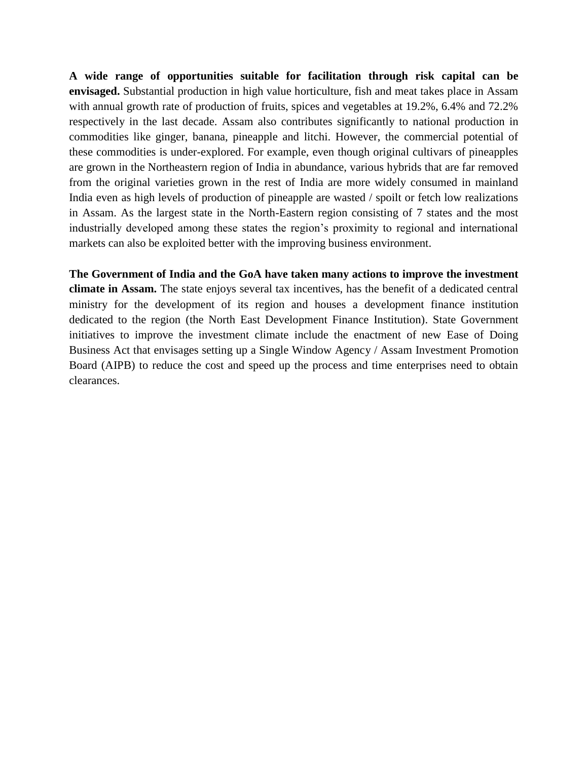**A wide range of opportunities suitable for facilitation through risk capital can be envisaged.** Substantial production in high value horticulture, fish and meat takes place in Assam with annual growth rate of production of fruits, spices and vegetables at 19.2%, 6.4% and 72.2% respectively in the last decade. Assam also contributes significantly to national production in commodities like ginger, banana, pineapple and litchi. However, the commercial potential of these commodities is under-explored. For example, even though original cultivars of pineapples are grown in the Northeastern region of India in abundance, various hybrids that are far removed from the original varieties grown in the rest of India are more widely consumed in mainland India even as high levels of production of pineapple are wasted / spoilt or fetch low realizations in Assam. As the largest state in the North-Eastern region consisting of 7 states and the most industrially developed among these states the region's proximity to regional and international markets can also be exploited better with the improving business environment.

**The Government of India and the GoA have taken many actions to improve the investment climate in Assam.** The state enjoys several tax incentives, has the benefit of a dedicated central ministry for the development of its region and houses a development finance institution dedicated to the region (the North East Development Finance Institution). State Government initiatives to improve the investment climate include the enactment of new Ease of Doing Business Act that envisages setting up a Single Window Agency / Assam Investment Promotion Board (AIPB) to reduce the cost and speed up the process and time enterprises need to obtain clearances.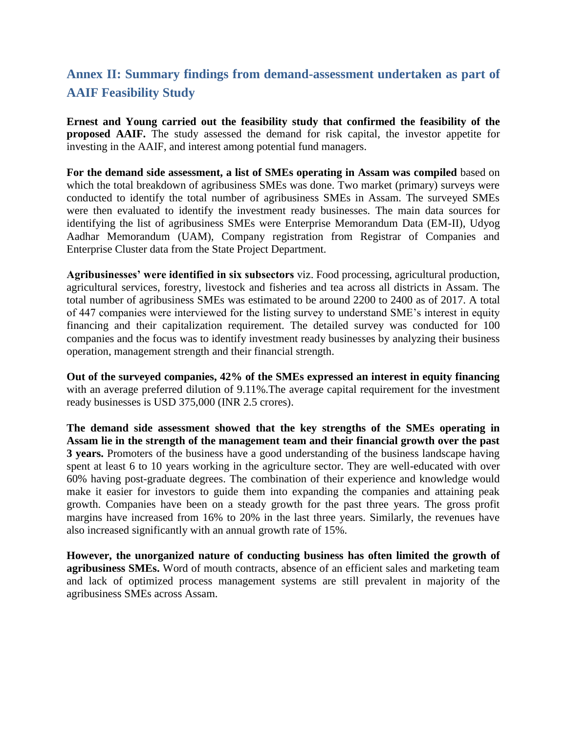## Annex II: Summary findings from demand-assessment undertaken as part of AAIF Feasibility Study

**Ernest and Young carried out the feasibility study that confirmed the feasibility of the proposed AAIF.** The study assessed the demand for risk capital, the investor appetite for investing in the AAIF, and interest among potential fund managers.

**For the demand side assessment, a list of SMEs operating in Assam was compiled** based on which the total breakdown of agribusiness SMEs was done. Two market (primary) surveys were conducted to identify the total number of agribusiness SMEs in Assam. The surveyed SMEs were then evaluated to identify the investment ready businesses. The main data sources for identifying the list of agribusiness SMEs were Enterprise Memorandum Data (EM-II), Udyog Aadhar Memorandum (UAM), Company registration from Registrar of Companies and Enterprise Cluster data from the State Project Department.

**Agribusinesses' were identified in six subsectors** viz. Food processing, agricultural production, agricultural services, forestry, livestock and fisheries and tea across all districts in Assam. The total number of agribusiness SMEs was estimated to be around 2200 to 2400 as of 2017. A total of 447 companies were interviewed for the listing survey to understand SME's interest in equity financing and their capitalization requirement. The detailed survey was conducted for 100 companies and the focus was to identify investment ready businesses by analyzing their business operation, management strength and their financial strength.

**Out of the surveyed companies, 42% of the SMEs expressed an interest in equity financing** with an average preferred dilution of 9.11%.The average capital requirement for the investment ready businesses is USD 375,000 (INR 2.5 crores).

**The demand side assessment showed that the key strengths of the SMEs operating in Assam lie in the strength of the management team and their financial growth over the past 3 years.** Promoters of the business have a good understanding of the business landscape having spent at least 6 to 10 years working in the agriculture sector. They are well-educated with over 60% having post-graduate degrees. The combination of their experience and knowledge would make it easier for investors to guide them into expanding the companies and attaining peak growth. Companies have been on a steady growth for the past three years. The gross profit margins have increased from 16% to 20% in the last three years. Similarly, the revenues have also increased significantly with an annual growth rate of 15%.

**However, the unorganized nature of conducting business has often limited the growth of agribusiness SMEs.** Word of mouth contracts, absence of an efficient sales and marketing team and lack of optimized process management systems are still prevalent in majority of the agribusiness SMEs across Assam.